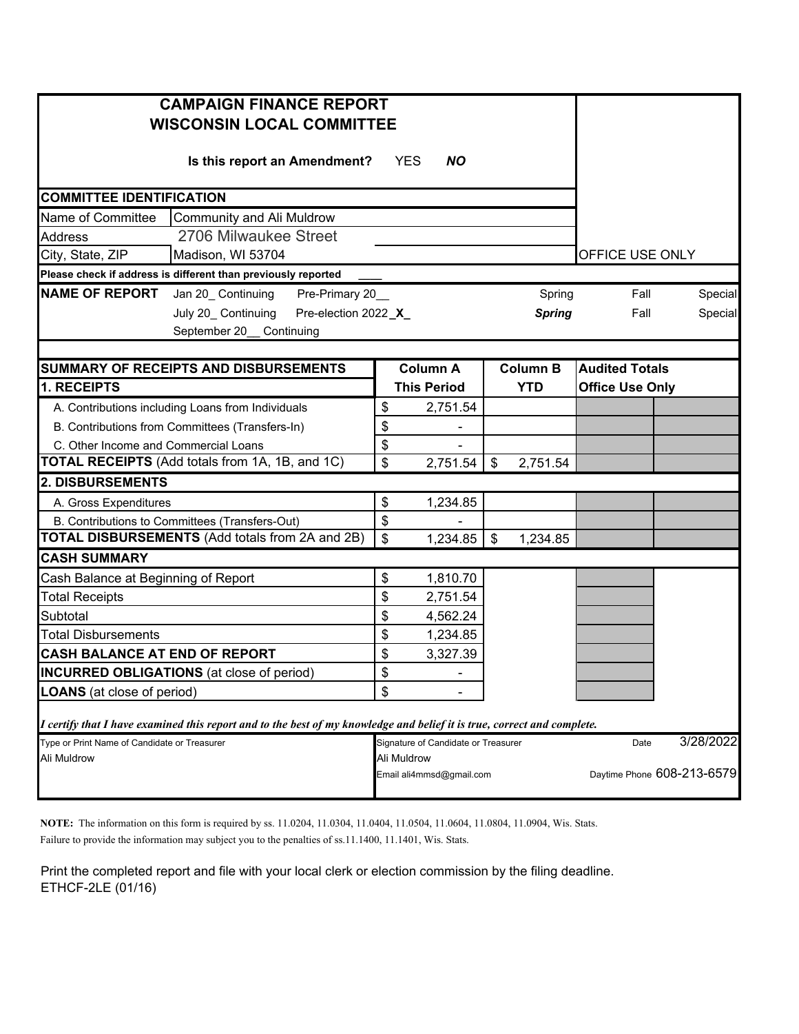# CAMPAIGN FINANCE REPORT
## WISCONSIN LOCAL COMMITTEE

**Is this report an Amendment?** YES ***NO***

**COMMITTEE IDENTIFICATION**

| | |
|---|---|
| Name of Committee | Community and Ali Muldrow |
| Address | 2706 Milwaukee Street |
| City, State, ZIP | Madison, WI 53704 |

OFFICE USE ONLY

**Please check if address is different than previously reported** ____

**NAME OF REPORT**

| | | | | |
|---|---|---|---|---|
| Jan 20_ Continuing | Pre-Primary 20__ | Spring | Fall | Special |
| July 20_ Continuing | Pre-election 2022_X_ | ***Spring*** | Fall | Special |
| September 20__ Continuing | | | | |

| SUMMARY OF RECEIPTS AND DISBURSEMENTS | Column A | Column B | Audited Totals | |
|---|---|---|---|---|
| **1. RECEIPTS** | **This Period** | **YTD** | **Office Use Only** | |
| A. Contributions including Loans from Individuals | $ 2,751.54 | | | |
| B. Contributions from Committees (Transfers-In) | $ - | | | |
| C. Other Income and Commercial Loans | $ - | | | |
| **TOTAL RECEIPTS** (Add totals from 1A, 1B, and 1C) | $ 2,751.54 | $ 2,751.54 | | |
| **2. DISBURSEMENTS** | | | | |
| A. Gross Expenditures | $ 1,234.85 | | | |
| B. Contributions to Committees (Transfers-Out) | $ - | | | |
| **TOTAL DISBURSEMENTS** (Add totals from 2A and 2B) | $ 1,234.85 | $ 1,234.85 | | |
| **CASH SUMMARY** | | | | |
| Cash Balance at Beginning of Report | $ 1,810.70 | | | |
| Total Receipts | $ 2,751.54 | | | |
| Subtotal | $ 4,562.24 | | | |
| Total Disbursements | $ 1,234.85 | | | |
| **CASH BALANCE AT END OF REPORT** | $ 3,327.39 | | | |
| **INCURRED OBLIGATIONS** (at close of period) | $ - | | | |
| **LOANS** (at close of period) | $ - | | | |

***I certify that I have examined this report and to the best of my knowledge and belief it is true, correct and complete.***

| Type or Print Name of Candidate or Treasurer | Signature of Candidate or Treasurer | Date 3/28/2022 |
|---|---|---|
| Ali Muldrow | Ali Muldrow | |
| | Email ali4mmsd@gmail.com | Daytime Phone 608-213-6579 |

**NOTE:** The information on this form is required by ss. 11.0204, 11.0304, 11.0404, 11.0504, 11.0604, 11.0804, 11.0904, Wis. Stats. Failure to provide the information may subject you to the penalties of ss.11.1400, 11.1401, Wis. Stats.

Print the completed report and file with your local clerk or election commission by the filing deadline.
ETHCF-2LE (01/16)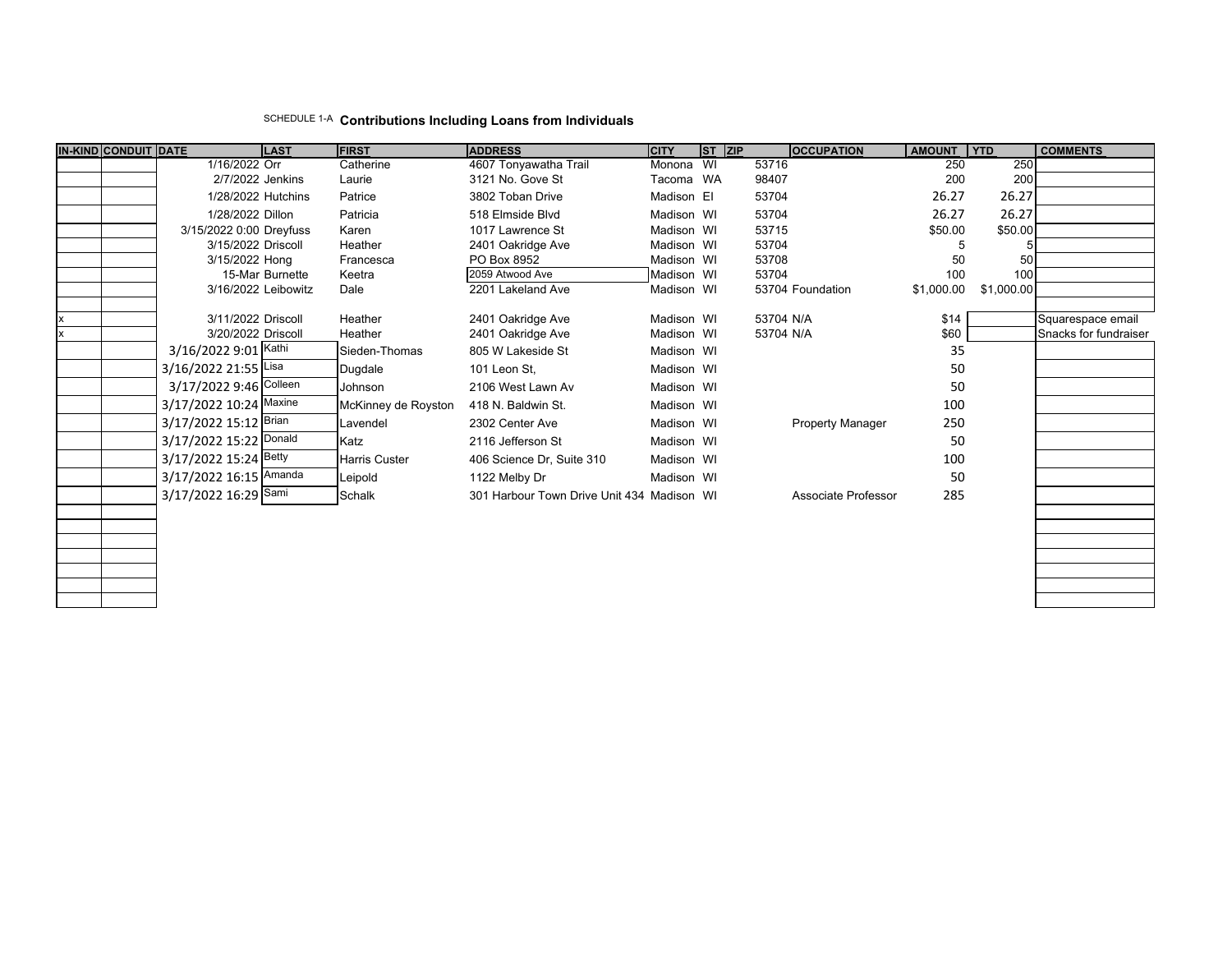SCHEDULE 1-A **Contributions Including Loans from Individuals**

| IN-KIND | CONDUIT | DATE | LAST | FIRST | ADDRESS | CITY | ST | ZIP | OCCUPATION | AMOUNT | YTD | COMMENTS |
|---|---|---|---|---|---|---|---|---|---|---|---|---|
| | | 1/16/2022 | Orr | Catherine | 4607 Tonyawatha Trail | Monona | WI | 53716 | | 250 | 250 | |
| | | 2/7/2022 | Jenkins | Laurie | 3121 No. Gove St | Tacoma | WA | 98407 | | 200 | 200 | |
| | | 1/28/2022 | Hutchins | Patrice | 3802 Toban Drive | Madison | EI | 53704 | | 26.27 | 26.27 | |
| | | 1/28/2022 | Dillon | Patricia | 518 Elmside Blvd | Madison | WI | 53704 | | 26.27 | 26.27 | |
| | | 3/15/2022 0:00 | Dreyfuss | Karen | 1017 Lawrence St | Madison | WI | 53715 | | $50.00 | $50.00 | |
| | | 3/15/2022 | Driscoll | Heather | 2401 Oakridge Ave | Madison | WI | 53704 | | 5 | 5 | |
| | | 3/15/2022 | Hong | Francesca | PO Box 8952 | Madison | WI | 53708 | | 50 | 50 | |
| | | 15-Mar | Burnette | Keetra | 2059 Atwood Ave | Madison | WI | 53704 | | 100 | 100 | |
| | | 3/16/2022 | Leibowitz | Dale | 2201 Lakeland Ave | Madison | WI | 53704 | Foundation | $1,000.00 | $1,000.00 | |
| | | | | | | | | | | | | |
| x | | 3/11/2022 | Driscoll | Heather | 2401 Oakridge Ave | Madison | WI | 53704 | N/A | $14 | | Squarespace email |
| x | | 3/20/2022 | Driscoll | Heather | 2401 Oakridge Ave | Madison | WI | 53704 | N/A | $60 | | Snacks for fundraiser |
| | | 3/16/2022 9:01 | Kathi | Sieden-Thomas | 805 W Lakeside St | Madison | WI | | | 35 | | |
| | | 3/16/2022 21:55 | Lisa | Dugdale | 101 Leon St, | Madison | WI | | | 50 | | |
| | | 3/17/2022 9:46 | Colleen | Johnson | 2106 West Lawn Av | Madison | WI | | | 50 | | |
| | | 3/17/2022 10:24 | Maxine | McKinney de Royston | 418 N. Baldwin St. | Madison | WI | | | 100 | | |
| | | 3/17/2022 15:12 | Brian | Lavendel | 2302 Center Ave | Madison | WI | | Property Manager | 250 | | |
| | | 3/17/2022 15:22 | Donald | Katz | 2116 Jefferson St | Madison | WI | | | 50 | | |
| | | 3/17/2022 15:24 | Betty | Harris Custer | 406 Science Dr, Suite 310 | Madison | WI | | | 100 | | |
| | | 3/17/2022 16:15 | Amanda | Leipold | 1122 Melby Dr | Madison | WI | | | 50 | | |
| | | 3/17/2022 16:29 | Sami | Schalk | 301 Harbour Town Drive Unit 434 | Madison | WI | | Associate Professor | 285 | | |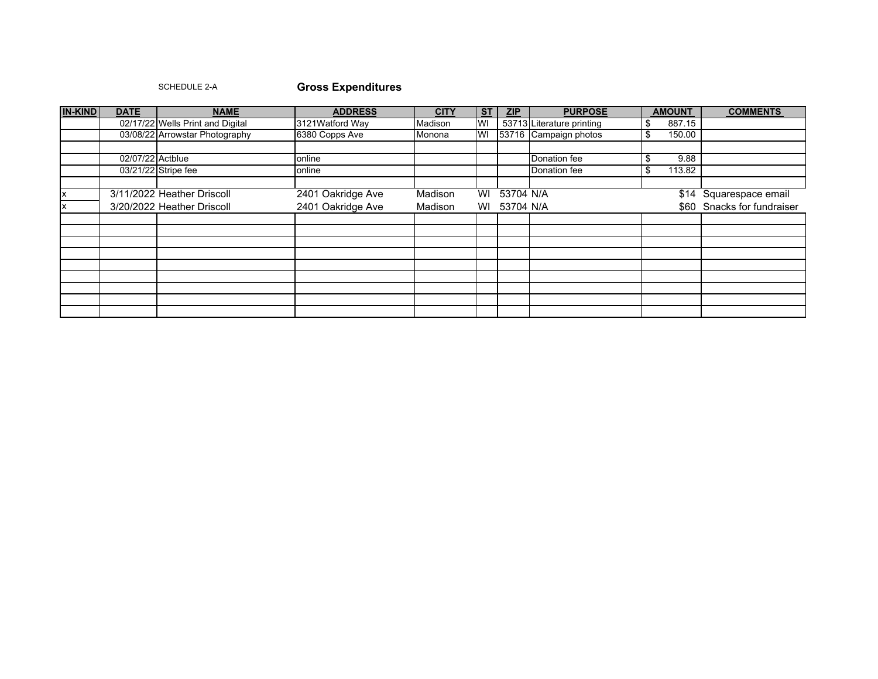SCHEDULE 2-A

## Gross Expenditures

| IN-KIND | DATE | NAME | ADDRESS | CITY | ST | ZIP | PURPOSE | AMOUNT | COMMENTS |
|---|---|---|---|---|---|---|---|---|---|
| | 02/17/22 | Wells Print and Digital | 3121Watford Way | Madison | WI | 53713 | Literature printing | $ 887.15 | |
| | 03/08/22 | Arrowstar Photography | 6380 Copps Ave | Monona | WI | 53716 | Campaign photos | $ 150.00 | |
| | | | | | | | | | |
| | 02/07/22 | Actblue | online | | | | Donation fee | $ 9.88 | |
| | 03/21/22 | Stripe fee | online | | | | Donation fee | $ 113.82 | |
| | | | | | | | | | |
| x | 3/11/2022 | Heather Driscoll | 2401 Oakridge Ave | Madison | WI | 53704 | N/A | $14 | Squarespace email |
| x | 3/20/2022 | Heather Driscoll | 2401 Oakridge Ave | Madison | WI | 53704 | N/A | $60 | Snacks for fundraiser |
| | | | | | | | | | |
| | | | | | | | | | |
| | | | | | | | | | |
| | | | | | | | | | |
| | | | | | | | | | |
| | | | | | | | | | |
| | | | | | | | | | |
| | | | | | | | | | |
| | | | | | | | | | |